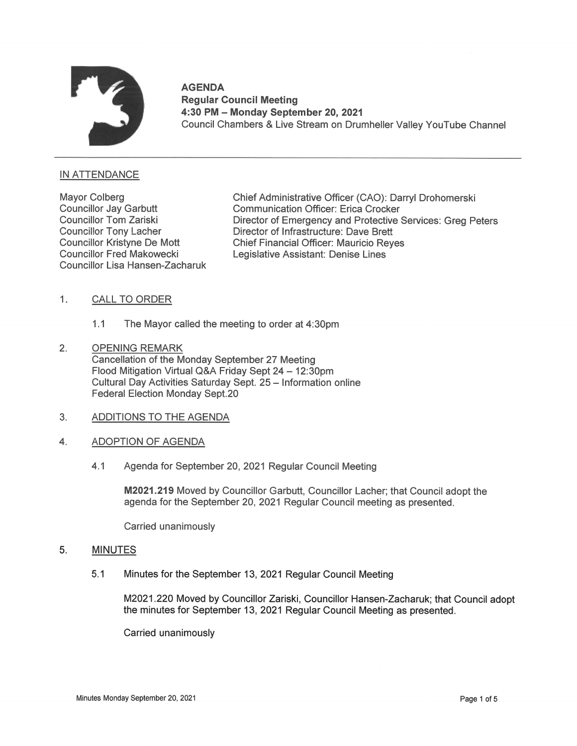**AGENDA**
**Regular Council Meeting**
**4:30 PM – Monday September 20, 2021**
Council Chambers & Live Stream on Drumheller Valley YouTube Channel

---

## IN ATTENDANCE

Mayor Colberg
Councillor Jay Garbutt
Councillor Tom Zariski
Councillor Tony Lacher
Councillor Kristyne De Mott
Councillor Fred Makowecki
Councillor Lisa Hansen-Zacharuk

Chief Administrative Officer (CAO): Darryl Drohomerski
Communication Officer: Erica Crocker
Director of Emergency and Protective Services: Greg Peters
Director of Infrastructure: Dave Brett
Chief Financial Officer: Mauricio Reyes
Legislative Assistant: Denise Lines

## 1. CALL TO ORDER

1.1 The Mayor called the meeting to order at 4:30pm

## 2. OPENING REMARK

Cancellation of the Monday September 27 Meeting
Flood Mitigation Virtual Q&A Friday Sept 24 – 12:30pm
Cultural Day Activities Saturday Sept. 25 – Information online
Federal Election Monday Sept.20

## 3. ADDITIONS TO THE AGENDA

## 4. ADOPTION OF AGENDA

4.1 Agenda for September 20, 2021 Regular Council Meeting

**M2021.219** Moved by Councillor Garbutt, Councillor Lacher; that Council adopt the agenda for the September 20, 2021 Regular Council meeting as presented.

Carried unanimously

## 5. MINUTES

5.1 Minutes for the September 13, 2021 Regular Council Meeting

M2021.220 Moved by Councillor Zariski, Councillor Hansen-Zacharuk; that Council adopt the minutes for September 13, 2021 Regular Council Meeting as presented.

Carried unanimously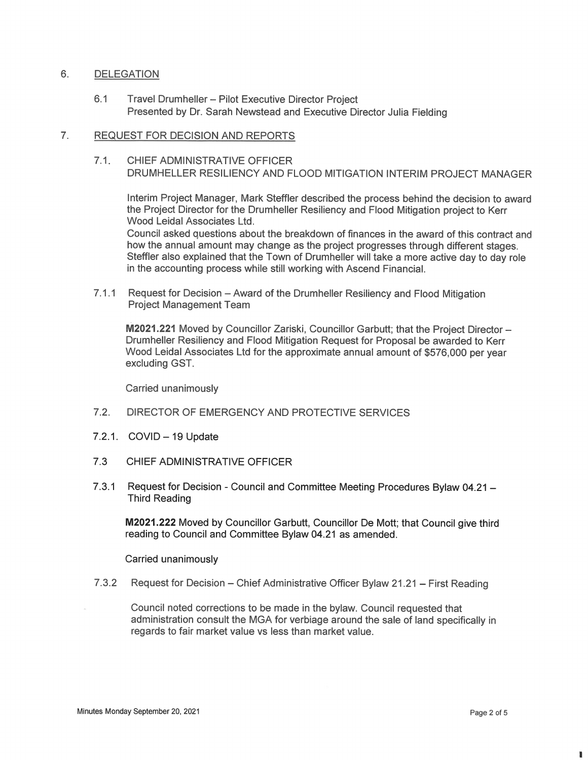## 6. DELEGATION

6.1 Travel Drumheller – Pilot Executive Director Project
Presented by Dr. Sarah Newstead and Executive Director Julia Fielding

## 7. REQUEST FOR DECISION AND REPORTS

### 7.1. CHIEF ADMINISTRATIVE OFFICER
DRUMHELLER RESILIENCY AND FLOOD MITIGATION INTERIM PROJECT MANAGER

Interim Project Manager, Mark Steffler described the process behind the decision to award the Project Director for the Drumheller Resiliency and Flood Mitigation project to Kerr Wood Leidal Associates Ltd.
Council asked questions about the breakdown of finances in the award of this contract and how the annual amount may change as the project progresses through different stages. Steffler also explained that the Town of Drumheller will take a more active day to day role in the accounting process while still working with Ascend Financial.

7.1.1 Request for Decision – Award of the Drumheller Resiliency and Flood Mitigation Project Management Team

**M2021.221** Moved by Councillor Zariski, Councillor Garbutt; that the Project Director – Drumheller Resiliency and Flood Mitigation Request for Proposal be awarded to Kerr Wood Leidal Associates Ltd for the approximate annual amount of $576,000 per year excluding GST.

Carried unanimously

### 7.2. DIRECTOR OF EMERGENCY AND PROTECTIVE SERVICES

7.2.1. COVID – 19 Update

### 7.3 CHIEF ADMINISTRATIVE OFFICER

7.3.1 Request for Decision - Council and Committee Meeting Procedures Bylaw 04.21 – Third Reading

**M2021.222** Moved by Councillor Garbutt, Councillor De Mott; that Council give third reading to Council and Committee Bylaw 04.21 as amended.

Carried unanimously

7.3.2 Request for Decision – Chief Administrative Officer Bylaw 21.21 – First Reading

Council noted corrections to be made in the bylaw. Council requested that administration consult the MGA for verbiage around the sale of land specifically in regards to fair market value vs less than market value.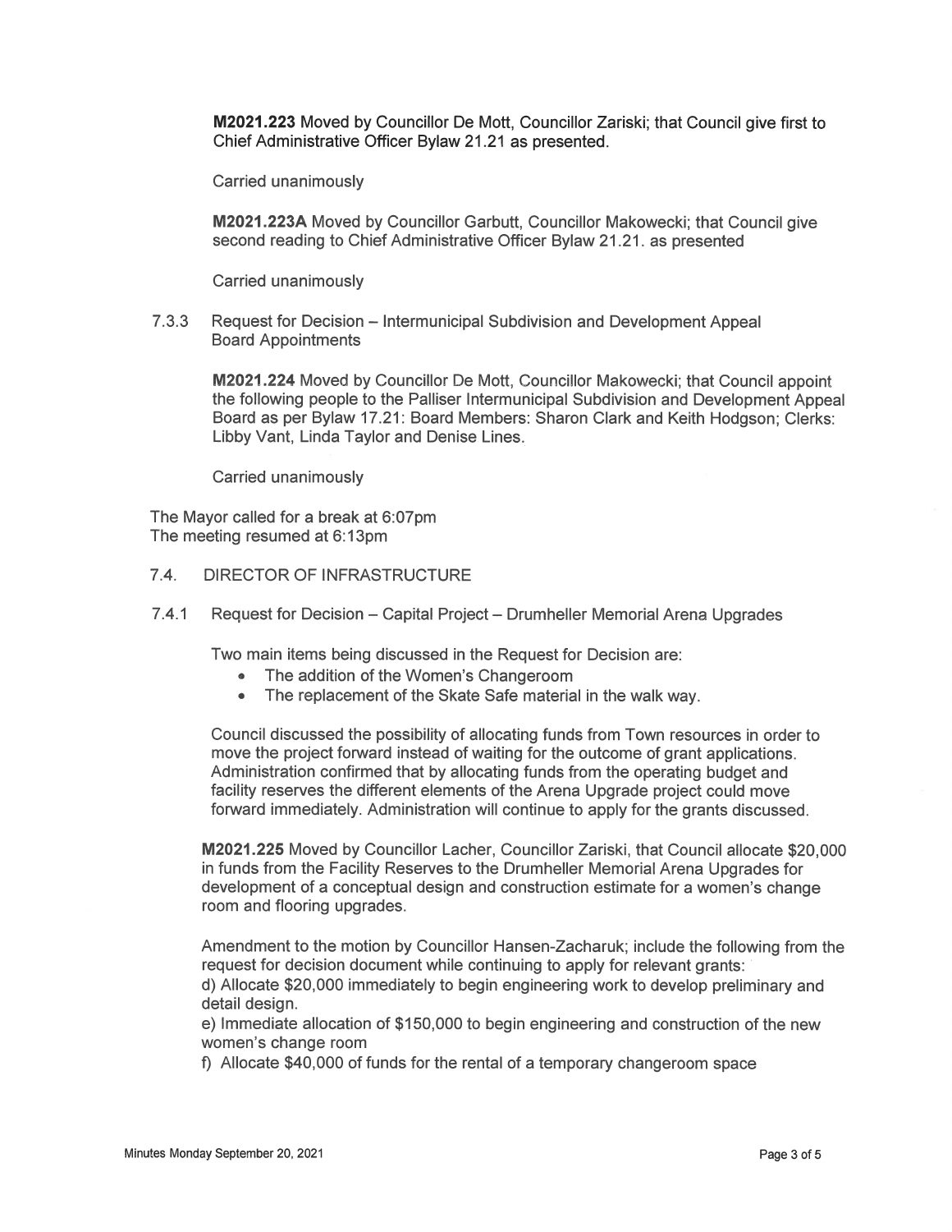**M2021.223** Moved by Councillor De Mott, Councillor Zariski; that Council give first to Chief Administrative Officer Bylaw 21.21 as presented.

Carried unanimously

**M2021.223A** Moved by Councillor Garbutt, Councillor Makowecki; that Council give second reading to Chief Administrative Officer Bylaw 21.21. as presented

Carried unanimously

7.3.3 Request for Decision – Intermunicipal Subdivision and Development Appeal Board Appointments

**M2021.224** Moved by Councillor De Mott, Councillor Makowecki; that Council appoint the following people to the Palliser Intermunicipal Subdivision and Development Appeal Board as per Bylaw 17.21: Board Members: Sharon Clark and Keith Hodgson; Clerks: Libby Vant, Linda Taylor and Denise Lines.

Carried unanimously

The Mayor called for a break at 6:07pm
The meeting resumed at 6:13pm

7.4. DIRECTOR OF INFRASTRUCTURE

7.4.1 Request for Decision – Capital Project – Drumheller Memorial Arena Upgrades

Two main items being discussed in the Request for Decision are:

- The addition of the Women's Changeroom
- The replacement of the Skate Safe material in the walk way.

Council discussed the possibility of allocating funds from Town resources in order to move the project forward instead of waiting for the outcome of grant applications. Administration confirmed that by allocating funds from the operating budget and facility reserves the different elements of the Arena Upgrade project could move forward immediately. Administration will continue to apply for the grants discussed.

**M2021.225** Moved by Councillor Lacher, Councillor Zariski, that Council allocate $20,000 in funds from the Facility Reserves to the Drumheller Memorial Arena Upgrades for development of a conceptual design and construction estimate for a women's change room and flooring upgrades.

Amendment to the motion by Councillor Hansen-Zacharuk; include the following from the request for decision document while continuing to apply for relevant grants:
d) Allocate $20,000 immediately to begin engineering work to develop preliminary and detail design.
e) Immediate allocation of $150,000 to begin engineering and construction of the new women's change room
f) Allocate $40,000 of funds for the rental of a temporary changeroom space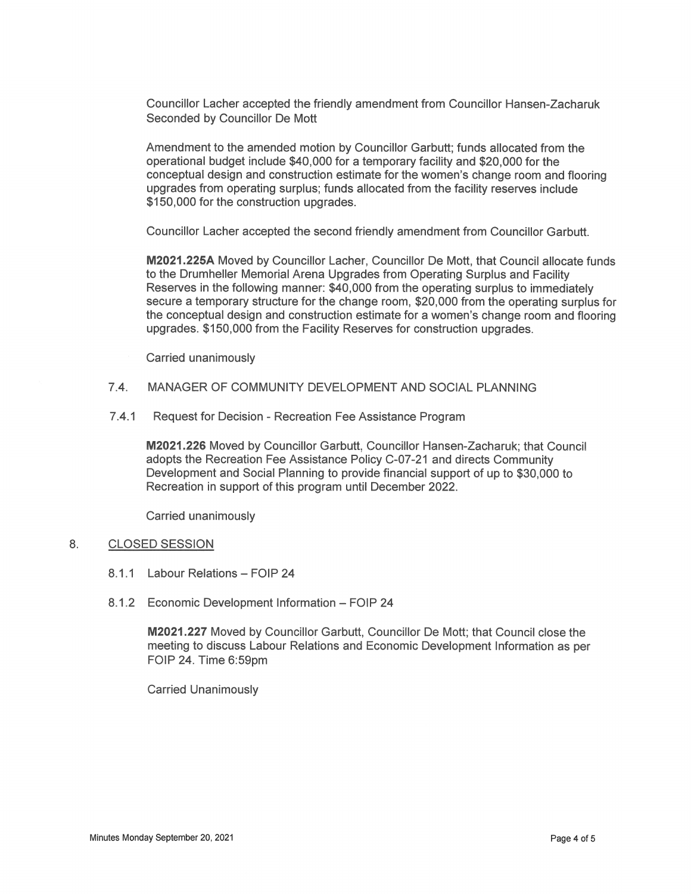Councillor Lacher accepted the friendly amendment from Councillor Hansen-Zacharuk
Seconded by Councillor De Mott

Amendment to the amended motion by Councillor Garbutt; funds allocated from the operational budget include $40,000 for a temporary facility and $20,000 for the conceptual design and construction estimate for the women's change room and flooring upgrades from operating surplus; funds allocated from the facility reserves include $150,000 for the construction upgrades.

Councillor Lacher accepted the second friendly amendment from Councillor Garbutt.

**M2021.225A** Moved by Councillor Lacher, Councillor De Mott, that Council allocate funds to the Drumheller Memorial Arena Upgrades from Operating Surplus and Facility Reserves in the following manner: $40,000 from the operating surplus to immediately secure a temporary structure for the change room, $20,000 from the operating surplus for the conceptual design and construction estimate for a women's change room and flooring upgrades. $150,000 from the Facility Reserves for construction upgrades.

Carried unanimously

7.4. MANAGER OF COMMUNITY DEVELOPMENT AND SOCIAL PLANNING

7.4.1 Request for Decision - Recreation Fee Assistance Program

**M2021.226** Moved by Councillor Garbutt, Councillor Hansen-Zacharuk; that Council adopts the Recreation Fee Assistance Policy C-07-21 and directs Community Development and Social Planning to provide financial support of up to $30,000 to Recreation in support of this program until December 2022.

Carried unanimously

## 8. CLOSED SESSION

8.1.1 Labour Relations – FOIP 24

8.1.2 Economic Development Information – FOIP 24

**M2021.227** Moved by Councillor Garbutt, Councillor De Mott; that Council close the meeting to discuss Labour Relations and Economic Development Information as per FOIP 24. Time 6:59pm

Carried Unanimously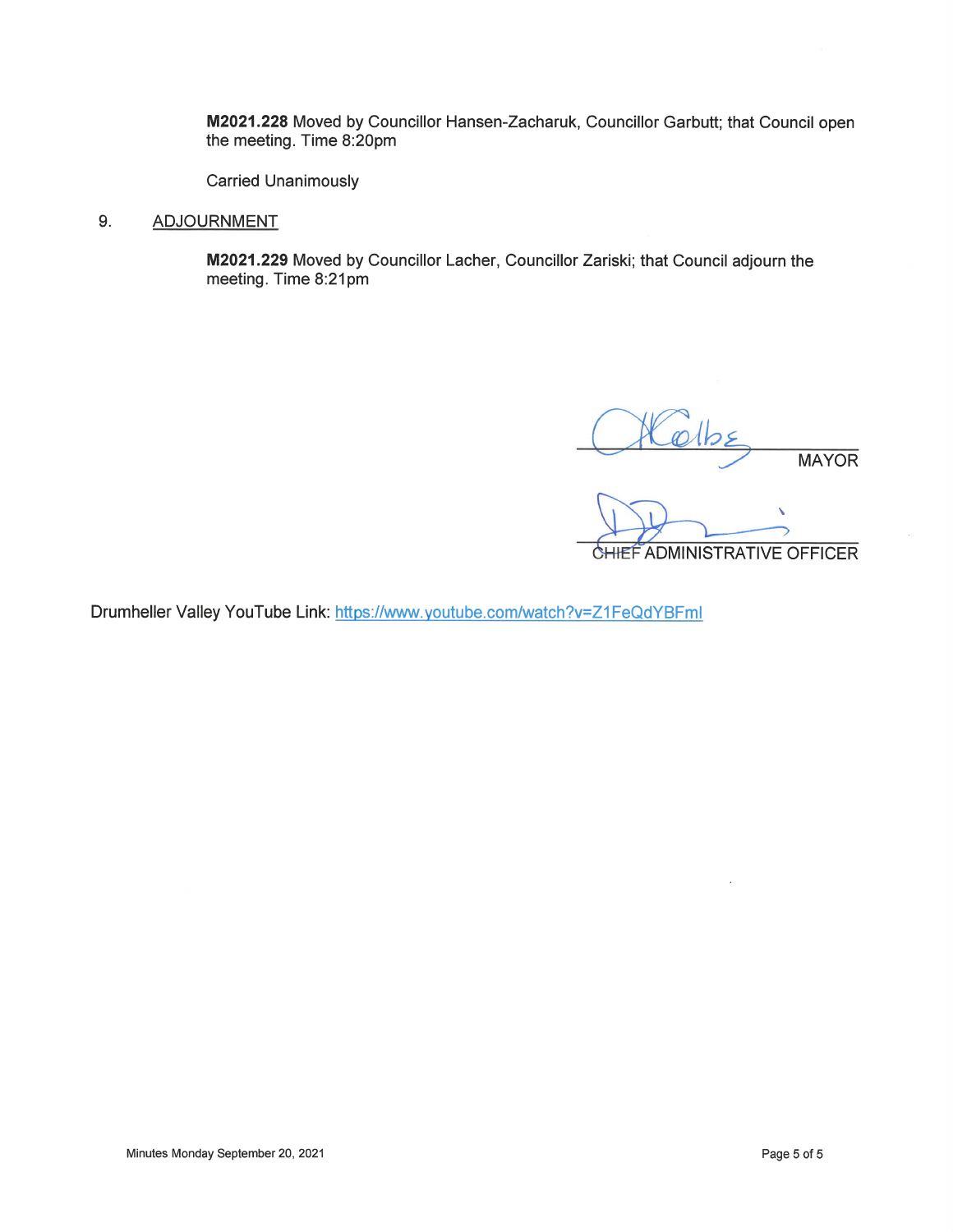**M2021.228** Moved by Councillor Hansen-Zacharuk, Councillor Garbutt; that Council open the meeting. Time 8:20pm

Carried Unanimously

## 9. ADJOURNMENT

**M2021.229** Moved by Councillor Lacher, Councillor Zariski; that Council adjourn the meeting. Time 8:21pm

MAYOR

CHIEF ADMINISTRATIVE OFFICER

Drumheller Valley YouTube Link: https://www.youtube.com/watch?v=Z1FeQdYBFml

Minutes Monday September 20, 2021